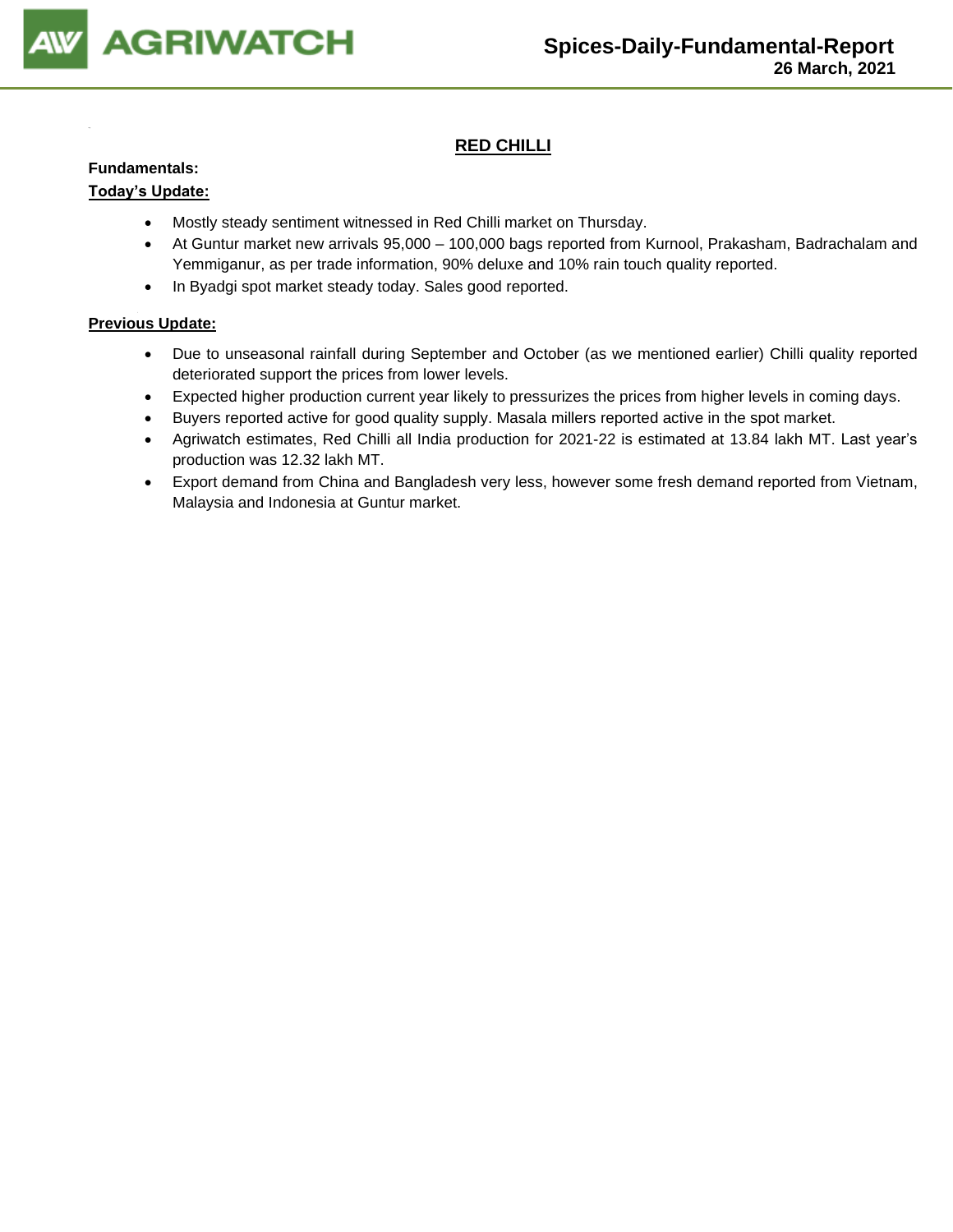# Spices-Daily-Fundamental-Report

**26 March, 2021**

## RED CHILLI

**Fundamentals:**

**Today's Update:**

- Mostly steady sentiment witnessed in Red Chilli market on Thursday.
- At Guntur market new arrivals 95,000 – 100,000 bags reported from Kurnool, Prakasham, Badrachalam and Yemmiganur, as per trade information, 90% deluxe and 10% rain touch quality reported.
- In Byadgi spot market steady today. Sales good reported.

**Previous Update:**

- Due to unseasonal rainfall during September and October (as we mentioned earlier) Chilli quality reported deteriorated support the prices from lower levels.
- Expected higher production current year likely to pressurizes the prices from higher levels in coming days.
- Buyers reported active for good quality supply. Masala millers reported active in the spot market.
- Agriwatch estimates, Red Chilli all India production for 2021-22 is estimated at 13.84 lakh MT. Last year's production was 12.32 lakh MT.
- Export demand from China and Bangladesh very less, however some fresh demand reported from Vietnam, Malaysia and Indonesia at Guntur market.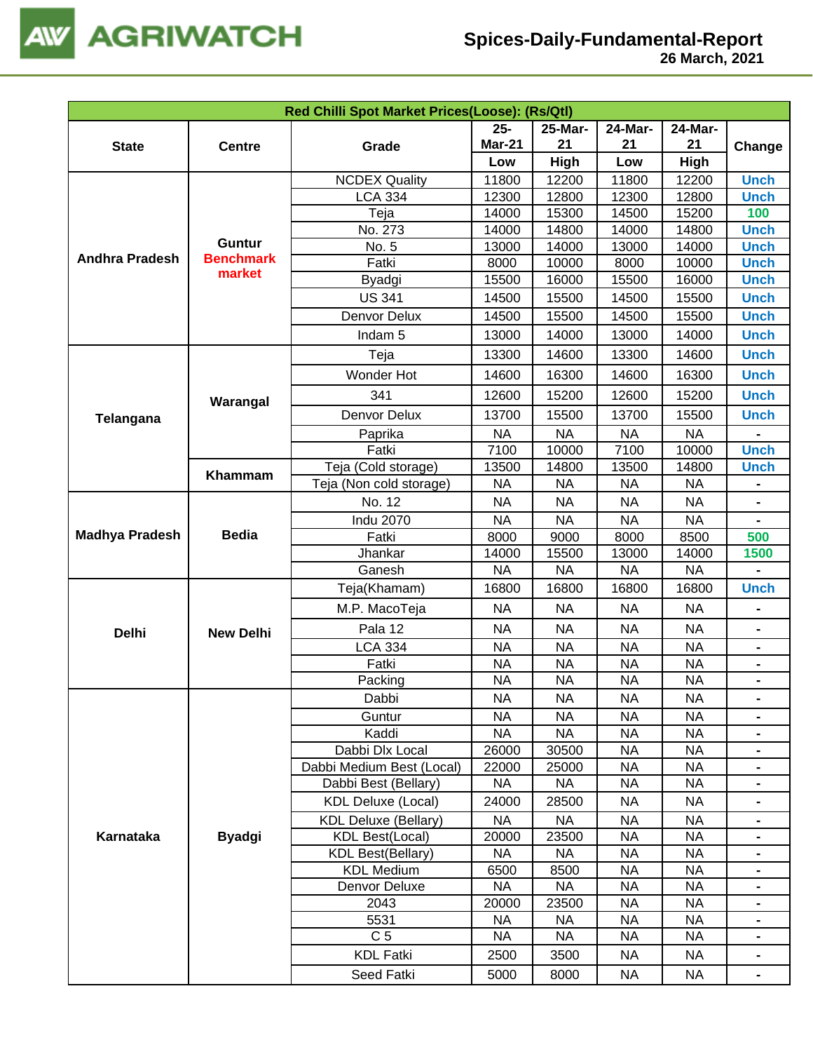| Red Chilli Spot Market Prices(Loose): (Rs/Qtl) | | | | | | | |
|---|---|---|---|---|---|---|---|
| State | Centre | Grade | 25-Mar-21 | 25-Mar-21 | 24-Mar-21 | 24-Mar-21 | Change |
| | | | Low | High | Low | High | |
| Andhra Pradesh | Guntur Benchmark market | NCDEX Quality | 11800 | 12200 | 11800 | 12200 | Unch |
| | | LCA 334 | 12300 | 12800 | 12300 | 12800 | Unch |
| | | Teja | 14000 | 15300 | 14500 | 15200 | 100 |
| | | No. 273 | 14000 | 14800 | 14000 | 14800 | Unch |
| | | No. 5 | 13000 | 14000 | 13000 | 14000 | Unch |
| | | Fatki | 8000 | 10000 | 8000 | 10000 | Unch |
| | | Byadgi | 15500 | 16000 | 15500 | 16000 | Unch |
| | | US 341 | 14500 | 15500 | 14500 | 15500 | Unch |
| | | Denvor Delux | 14500 | 15500 | 14500 | 15500 | Unch |
| | | Indam 5 | 13000 | 14000 | 13000 | 14000 | Unch |
| Telangana | Warangal | Teja | 13300 | 14600 | 13300 | 14600 | Unch |
| | | Wonder Hot | 14600 | 16300 | 14600 | 16300 | Unch |
| | | 341 | 12600 | 15200 | 12600 | 15200 | Unch |
| | | Denvor Delux | 13700 | 15500 | 13700 | 15500 | Unch |
| | | Paprika | NA | NA | NA | NA | - |
| | | Fatki | 7100 | 10000 | 7100 | 10000 | Unch |
| | Khammam | Teja (Cold storage) | 13500 | 14800 | 13500 | 14800 | Unch |
| | | Teja (Non cold storage) | NA | NA | NA | NA | - |
| Madhya Pradesh | Bedia | No. 12 | NA | NA | NA | NA | - |
| | | Indu 2070 | NA | NA | NA | NA | - |
| | | Fatki | 8000 | 9000 | 8000 | 8500 | 500 |
| | | Jhankar | 14000 | 15500 | 13000 | 14000 | 1500 |
| | | Ganesh | NA | NA | NA | NA | - |
| Delhi | New Delhi | Teja(Khamam) | 16800 | 16800 | 16800 | 16800 | Unch |
| | | M.P. MacoTeja | NA | NA | NA | NA | - |
| | | Pala 12 | NA | NA | NA | NA | - |
| | | LCA 334 | NA | NA | NA | NA | - |
| | | Fatki | NA | NA | NA | NA | - |
| | | Packing | NA | NA | NA | NA | - |
| Karnataka | Byadgi | Dabbi | NA | NA | NA | NA | - |
| | | Guntur | NA | NA | NA | NA | - |
| | | Kaddi | NA | NA | NA | NA | - |
| | | Dabbi Dlx Local | 26000 | 30500 | NA | NA | - |
| | | Dabbi Medium Best (Local) | 22000 | 25000 | NA | NA | - |
| | | Dabbi Best (Bellary) | NA | NA | NA | NA | - |
| | | KDL Deluxe (Local) | 24000 | 28500 | NA | NA | - |
| | | KDL Deluxe (Bellary) | NA | NA | NA | NA | - |
| | | KDL Best(Local) | 20000 | 23500 | NA | NA | - |
| | | KDL Best(Bellary) | NA | NA | NA | NA | - |
| | | KDL Medium | 6500 | 8500 | NA | NA | - |
| | | Denvor Deluxe | NA | NA | NA | NA | - |
| | | 2043 | 20000 | 23500 | NA | NA | - |
| | | 5531 | NA | NA | NA | NA | - |
| | | C 5 | NA | NA | NA | NA | - |
| | | KDL Fatki | 2500 | 3500 | NA | NA | - |
| | | Seed Fatki | 5000 | 8000 | NA | NA | - |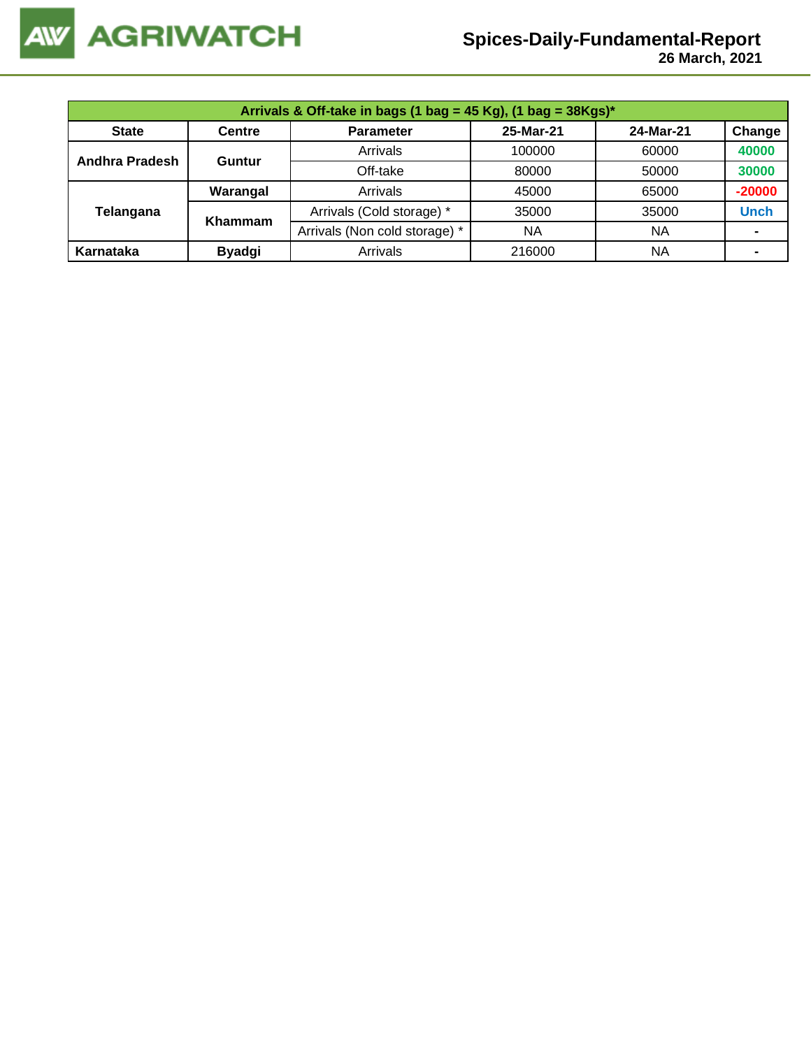| Arrivals & Off-take in bags (1 bag = 45 Kg), (1 bag = 38Kgs)* | | | | | |
|---|---|---|---|---|---|
| **State** | **Centre** | **Parameter** | **25-Mar-21** | **24-Mar-21** | **Change** |
| **Andhra Pradesh** | **Guntur** | Arrivals | 100000 | 60000 | 40000 |
| | | Off-take | 80000 | 50000 | 30000 |
| **Telangana** | **Warangal** | Arrivals | 45000 | 65000 | -20000 |
| | **Khammam** | Arrivals (Cold storage) * | 35000 | 35000 | Unch |
| | | Arrivals (Non cold storage) * | NA | NA | - |
| **Karnataka** | **Byadgi** | Arrivals | 216000 | NA | - |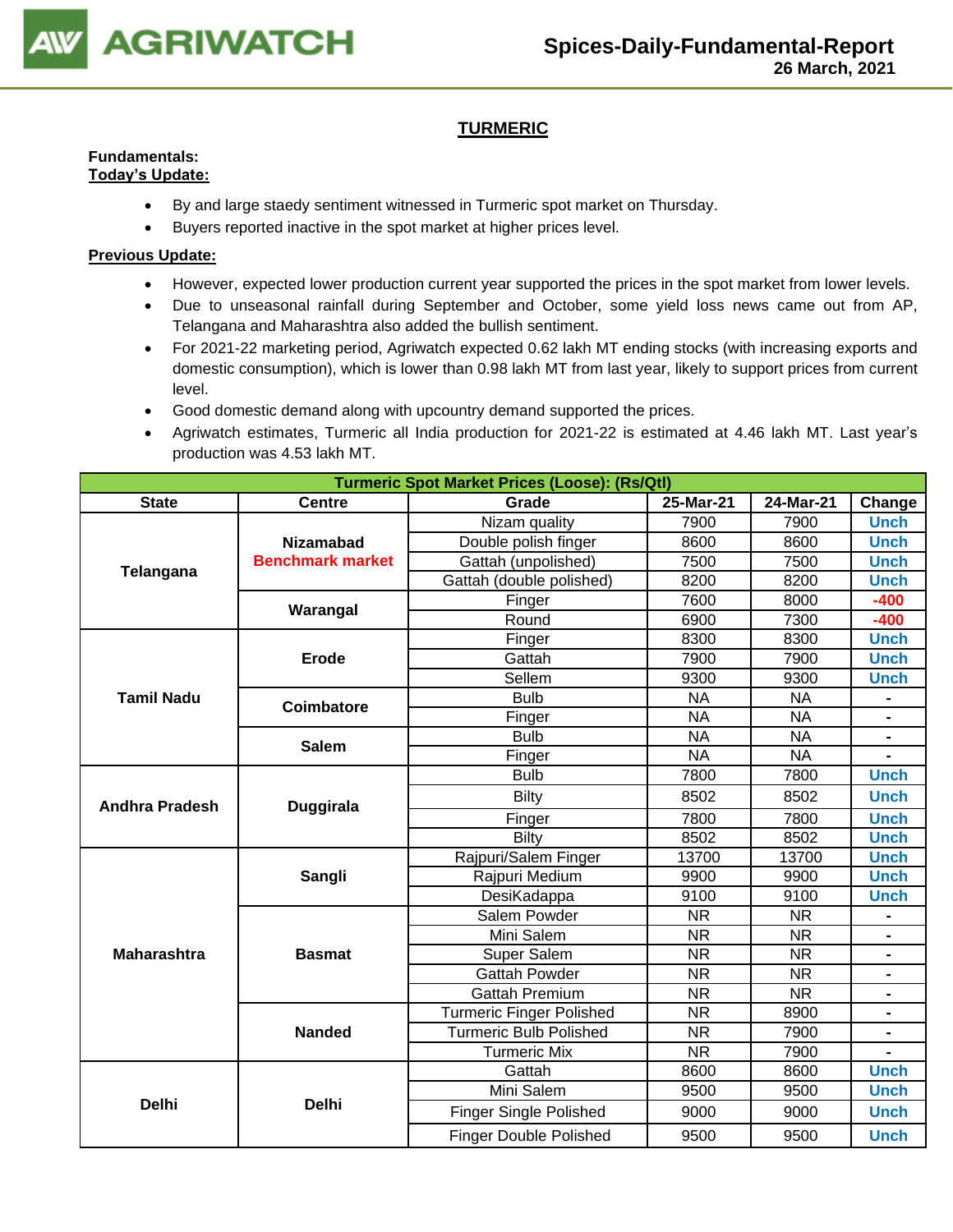## TURMERIC

**Fundamentals:**

**Today's Update:**

- By and large staedy sentiment witnessed in Turmeric spot market on Thursday.
- Buyers reported inactive in the spot market at higher prices level.

**Previous Update:**

- However, expected lower production current year supported the prices in the spot market from lower levels.
- Due to unseasonal rainfall during September and October, some yield loss news came out from AP, Telangana and Maharashtra also added the bullish sentiment.
- For 2021-22 marketing period, Agriwatch expected 0.62 lakh MT ending stocks (with increasing exports and domestic consumption), which is lower than 0.98 lakh MT from last year, likely to support prices from current level.
- Good domestic demand along with upcountry demand supported the prices.
- Agriwatch estimates, Turmeric all India production for 2021-22 is estimated at 4.46 lakh MT. Last year's production was 4.53 lakh MT.

| Turmeric Spot Market Prices (Loose): (Rs/Qtl) | | | | | |
|---|---|---|---|---|---|
| **State** | **Centre** | **Grade** | **25-Mar-21** | **24-Mar-21** | **Change** |
| **Telangana** | **Nizamabad Benchmark market** | Nizam quality | 7900 | 7900 | Unch |
| | | Double polish finger | 8600 | 8600 | Unch |
| | | Gattah (unpolished) | 7500 | 7500 | Unch |
| | | Gattah (double polished) | 8200 | 8200 | Unch |
| | **Warangal** | Finger | 7600 | 8000 | -400 |
| | | Round | 6900 | 7300 | -400 |
| **Tamil Nadu** | **Erode** | Finger | 8300 | 8300 | Unch |
| | | Gattah | 7900 | 7900 | Unch |
| | | Sellem | 9300 | 9300 | Unch |
| | **Coimbatore** | Bulb | NA | NA | - |
| | | Finger | NA | NA | - |
| | **Salem** | Bulb | NA | NA | - |
| | | Finger | NA | NA | - |
| **Andhra Pradesh** | **Duggirala** | Bulb | 7800 | 7800 | Unch |
| | | Bilty | 8502 | 8502 | Unch |
| | | Finger | 7800 | 7800 | Unch |
| | | Bilty | 8502 | 8502 | Unch |
| **Maharashtra** | **Sangli** | Rajpuri/Salem Finger | 13700 | 13700 | Unch |
| | | Rajpuri Medium | 9900 | 9900 | Unch |
| | | DesiKadappa | 9100 | 9100 | Unch |
| | **Basmat** | Salem Powder | NR | NR | - |
| | | Mini Salem | NR | NR | - |
| | | Super Salem | NR | NR | - |
| | | Gattah Powder | NR | NR | - |
| | | Gattah Premium | NR | NR | - |
| | **Nanded** | Turmeric Finger Polished | NR | 8900 | - |
| | | Turmeric Bulb Polished | NR | 7900 | - |
| | | Turmeric Mix | NR | 7900 | - |
| **Delhi** | **Delhi** | Gattah | 8600 | 8600 | Unch |
| | | Mini Salem | 9500 | 9500 | Unch |
| | | Finger Single Polished | 9000 | 9000 | Unch |
| | | Finger Double Polished | 9500 | 9500 | Unch |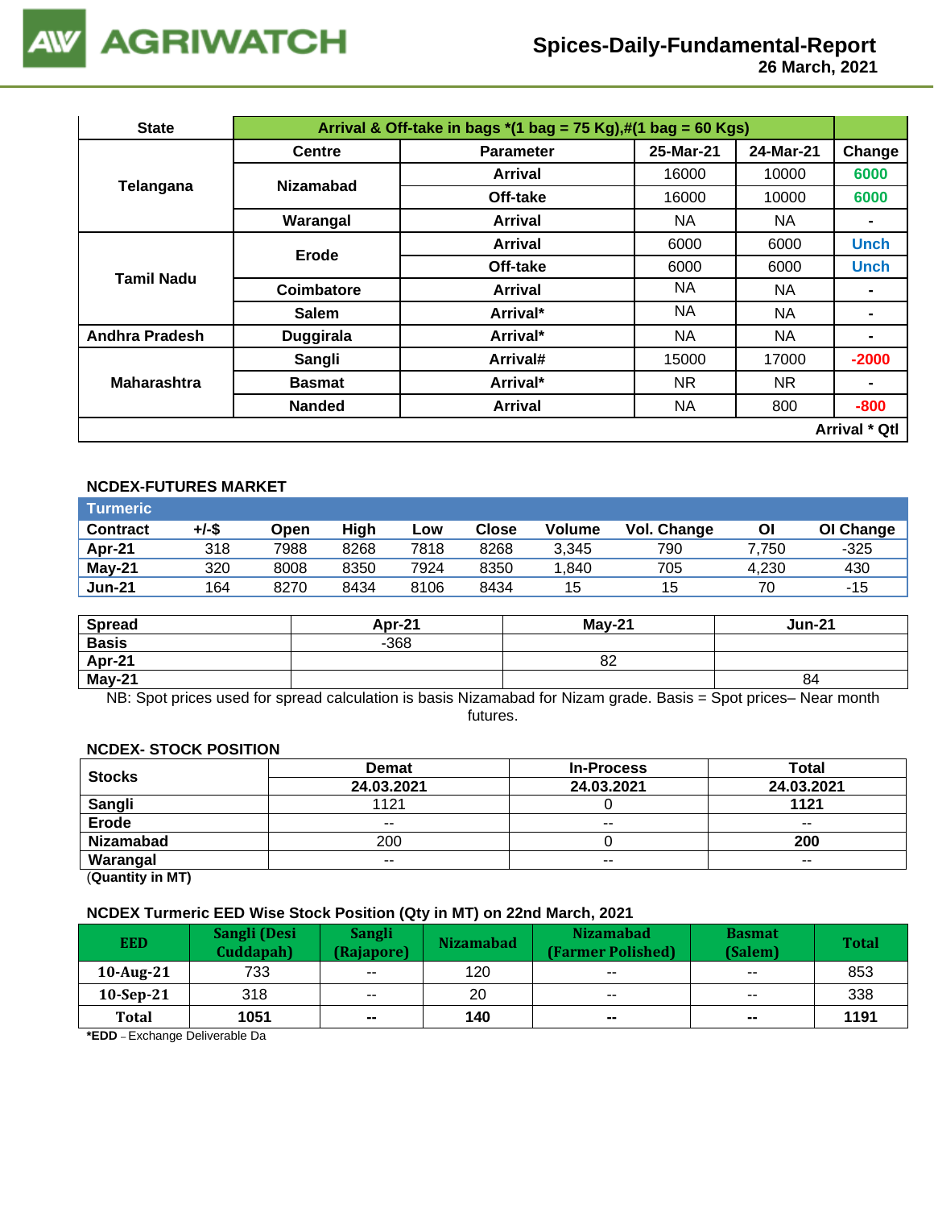# Spices-Daily-Fundamental-Report

26 March, 2021

| State | Arrival & Off-take in bags *(1 bag = 75 Kg),#(1 bag = 60 Kgs) | | | | |
|---|---|---|---|---|---|
| | Centre | Parameter | 25-Mar-21 | 24-Mar-21 | Change |
| Telangana | Nizamabad | Arrival | 16000 | 10000 | 6000 |
| | | Off-take | 16000 | 10000 | 6000 |
| | Warangal | Arrival | NA | NA | - |
| Tamil Nadu | Erode | Arrival | 6000 | 6000 | Unch |
| | | Off-take | 6000 | 6000 | Unch |
| | Coimbatore | Arrival | NA | NA | - |
| | Salem | Arrival* | NA | NA | - |
| Andhra Pradesh | Duggirala | Arrival* | NA | NA | - |
| Maharashtra | Sangli | Arrival# | 15000 | 17000 | -2000 |
| | Basmat | Arrival* | NR | NR | - |
| | Nanded | Arrival | NA | 800 | -800 |
| | | | | | Arrival * Qtl |

### NCDEX-FUTURES MARKET

**Turmeric**

| Contract | +/-$ | Open | High | Low | Close | Volume | Vol. Change | OI | OI Change |
|---|---|---|---|---|---|---|---|---|---|
| Apr-21 | 318 | 7988 | 8268 | 7818 | 8268 | 3,345 | 790 | 7,750 | -325 |
| May-21 | 320 | 8008 | 8350 | 7924 | 8350 | 1,840 | 705 | 4,230 | 430 |
| Jun-21 | 164 | 8270 | 8434 | 8106 | 8434 | 15 | 15 | 70 | -15 |

| Spread | Apr-21 | May-21 | Jun-21 |
|---|---|---|---|
| Basis | -368 | | |
| Apr-21 | | 82 | |
| May-21 | | | 84 |

NB: Spot prices used for spread calculation is basis Nizamabad for Nizam grade. Basis = Spot prices– Near month futures.

### NCDEX- STOCK POSITION

| Stocks | Demat | In-Process | Total |
|---|---|---|---|
| | 24.03.2021 | 24.03.2021 | 24.03.2021 |
| Sangli | 1121 | 0 | 1121 |
| Erode | -- | -- | -- |
| Nizamabad | 200 | 0 | 200 |
| Warangal | -- | -- | -- |

(**Quantity in MT)**

### NCDEX Turmeric EED Wise Stock Position (Qty in MT) on 22nd March, 2021

| EED | Sangli (Desi Cuddapah) | Sangli (Rajapore) | Nizamabad | Nizamabad (Farmer Polished) | Basmat (Salem) | Total |
|---|---|---|---|---|---|---|
| 10-Aug-21 | 733 | -- | 120 | -- | -- | 853 |
| 10-Sep-21 | 318 | -- | 20 | -- | -- | 338 |
| Total | 1051 | -- | 140 | -- | -- | 1191 |

***EDD** – Exchange Deliverable Da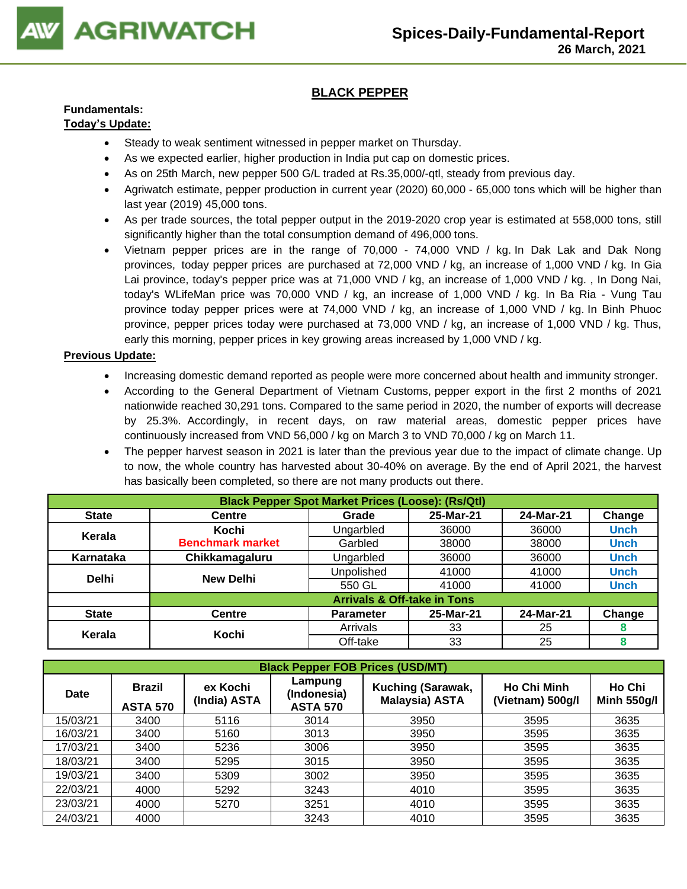## BLACK PEPPER

**Fundamentals:**

**Today's Update:**

- Steady to weak sentiment witnessed in pepper market on Thursday.
- As we expected earlier, higher production in India put cap on domestic prices.
- As on 25th March, new pepper 500 G/L traded at Rs.35,000/-qtl, steady from previous day.
- Agriwatch estimate, pepper production in current year (2020) 60,000 - 65,000 tons which will be higher than last year (2019) 45,000 tons.
- As per trade sources, the total pepper output in the 2019-2020 crop year is estimated at 558,000 tons, still significantly higher than the total consumption demand of 496,000 tons.
- Vietnam pepper prices are in the range of 70,000 - 74,000 VND / kg. In Dak Lak and Dak Nong provinces, today pepper prices are purchased at 72,000 VND / kg, an increase of 1,000 VND / kg. In Gia Lai province, today's pepper price was at 71,000 VND / kg, an increase of 1,000 VND / kg. , In Dong Nai, today's WLifeMan price was 70,000 VND / kg, an increase of 1,000 VND / kg. In Ba Ria - Vung Tau province today pepper prices were at 74,000 VND / kg, an increase of 1,000 VND / kg. In Binh Phuoc province, pepper prices today were purchased at 73,000 VND / kg, an increase of 1,000 VND / kg. Thus, early this morning, pepper prices in key growing areas increased by 1,000 VND / kg.

**Previous Update:**

- Increasing domestic demand reported as people were more concerned about health and immunity stronger.
- According to the General Department of Vietnam Customs, pepper export in the first 2 months of 2021 nationwide reached 30,291 tons. Compared to the same period in 2020, the number of exports will decrease by 25.3%. Accordingly, in recent days, on raw material areas, domestic pepper prices have continuously increased from VND 56,000 / kg on March 3 to VND 70,000 / kg on March 11.
- The pepper harvest season in 2021 is later than the previous year due to the impact of climate change. Up to now, the whole country has harvested about 30-40% on average. By the end of April 2021, the harvest has basically been completed, so there are not many products out there.

| Black Pepper Spot Market Prices (Loose): (Rs/Qtl) | | | | | |
|---|---|---|---|---|---|
| **State** | **Centre** | **Grade** | **25-Mar-21** | **24-Mar-21** | **Change** |
| **Kerala** | **Kochi** Benchmark market | Ungarbled | 36000 | 36000 | Unch |
| | | Garbled | 38000 | 38000 | Unch |
| **Karnataka** | **Chikkamagaluru** | Ungarbled | 36000 | 36000 | Unch |
| **Delhi** | **New Delhi** | Unpolished | 41000 | 41000 | Unch |
| | | 550 GL | 41000 | 41000 | Unch |
| | **Arrivals & Off-take in Tons** | | | | |
| **State** | **Centre** | **Parameter** | **25-Mar-21** | **24-Mar-21** | **Change** |
| **Kerala** | **Kochi** | Arrivals | 33 | 25 | 8 |
| | | Off-take | 33 | 25 | 8 |

| Black Pepper FOB Prices (USD/MT) | | | | | | |
|---|---|---|---|---|---|---|
| **Date** | **Brazil ASTA 570** | **ex Kochi (India) ASTA** | **Lampung (Indonesia) ASTA 570** | **Kuching (Sarawak, Malaysia) ASTA** | **Ho Chi Minh (Vietnam) 500g/l** | **Ho Chi Minh 550g/l** |
| 15/03/21 | 3400 | 5116 | 3014 | 3950 | 3595 | 3635 |
| 16/03/21 | 3400 | 5160 | 3013 | 3950 | 3595 | 3635 |
| 17/03/21 | 3400 | 5236 | 3006 | 3950 | 3595 | 3635 |
| 18/03/21 | 3400 | 5295 | 3015 | 3950 | 3595 | 3635 |
| 19/03/21 | 3400 | 5309 | 3002 | 3950 | 3595 | 3635 |
| 22/03/21 | 4000 | 5292 | 3243 | 4010 | 3595 | 3635 |
| 23/03/21 | 4000 | 5270 | 3251 | 4010 | 3595 | 3635 |
| 24/03/21 | 4000 | | 3243 | 4010 | 3595 | 3635 |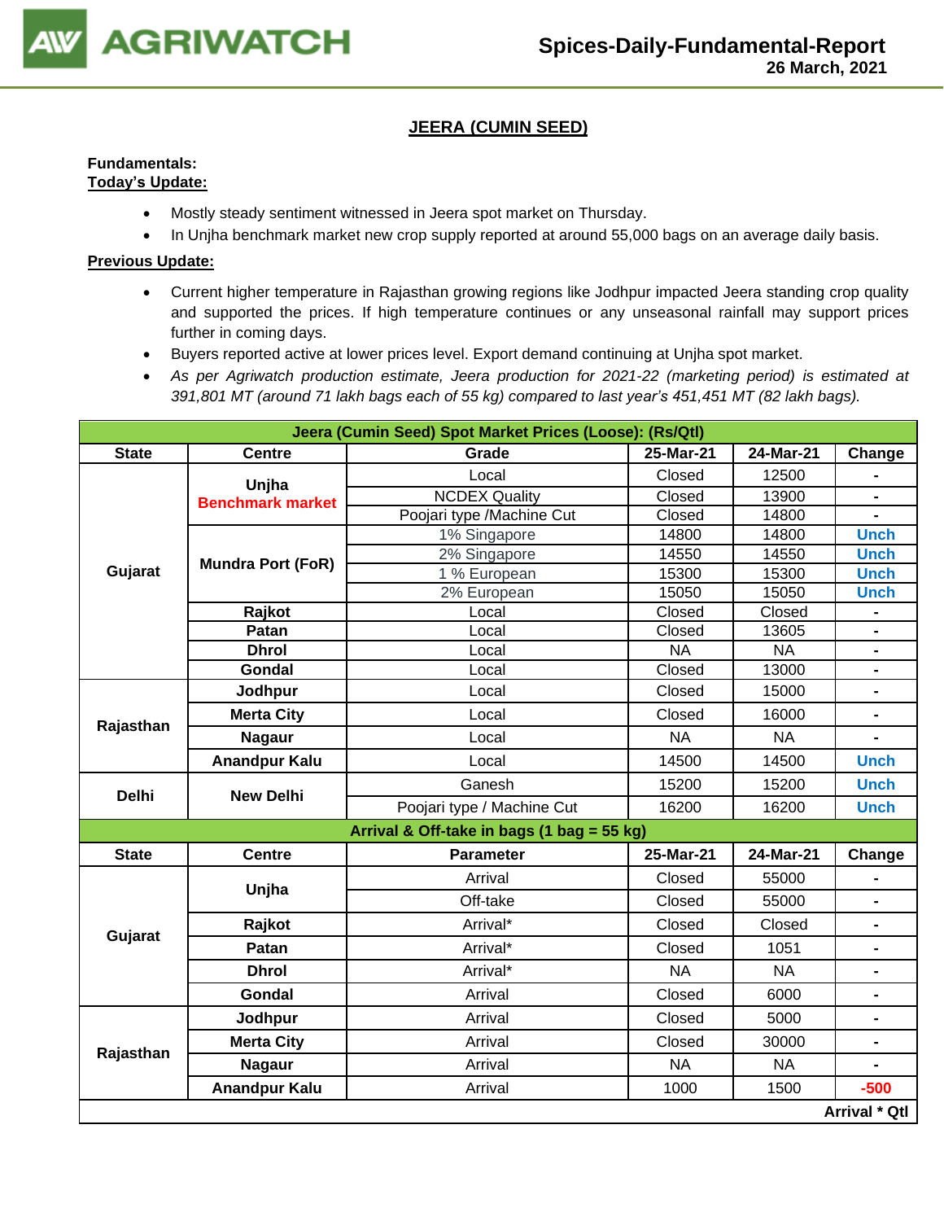# JEERA (CUMIN SEED)

**Fundamentals:**

**Today's Update:**

- Mostly steady sentiment witnessed in Jeera spot market on Thursday.
- In Unjha benchmark market new crop supply reported at around 55,000 bags on an average daily basis.

**Previous Update:**

- Current higher temperature in Rajasthan growing regions like Jodhpur impacted Jeera standing crop quality and supported the prices. If high temperature continues or any unseasonal rainfall may support prices further in coming days.
- Buyers reported active at lower prices level. Export demand continuing at Unjha spot market.
- *As per Agriwatch production estimate, Jeera production for 2021-22 (marketing period) is estimated at 391,801 MT (around 71 lakh bags each of 55 kg) compared to last year's 451,451 MT (82 lakh bags).*

| Jeera (Cumin Seed) Spot Market Prices (Loose): (Rs/Qtl) | | | | | |
|---|---|---|---|---|---|
| **State** | **Centre** | **Grade** | **25-Mar-21** | **24-Mar-21** | **Change** |
| Gujarat | Unjha Benchmark market | Local | Closed | 12500 | - |
| | | NCDEX Quality | Closed | 13900 | - |
| | | Poojari type /Machine Cut | Closed | 14800 | - |
| | Mundra Port (FoR) | 1% Singapore | 14800 | 14800 | Unch |
| | | 2% Singapore | 14550 | 14550 | Unch |
| | | 1 % European | 15300 | 15300 | Unch |
| | | 2% European | 15050 | 15050 | Unch |
| | Rajkot | Local | Closed | Closed | - |
| | Patan | Local | Closed | 13605 | - |
| | Dhrol | Local | NA | NA | - |
| | Gondal | Local | Closed | 13000 | - |
| Rajasthan | Jodhpur | Local | Closed | 15000 | - |
| | Merta City | Local | Closed | 16000 | - |
| | Nagaur | Local | NA | NA | - |
| | Anandpur Kalu | Local | 14500 | 14500 | Unch |
| Delhi | New Delhi | Ganesh | 15200 | 15200 | Unch |
| | | Poojari type / Machine Cut | 16200 | 16200 | Unch |
| **Arrival & Off-take in bags (1 bag = 55 kg)** | | | | | |
| **State** | **Centre** | **Parameter** | **25-Mar-21** | **24-Mar-21** | **Change** |
| Gujarat | Unjha | Arrival | Closed | 55000 | - |
| | | Off-take | Closed | 55000 | - |
| | Rajkot | Arrival* | Closed | Closed | - |
| | Patan | Arrival* | Closed | 1051 | - |
| | Dhrol | Arrival* | NA | NA | - |
| | Gondal | Arrival | Closed | 6000 | - |
| Rajasthan | Jodhpur | Arrival | Closed | 5000 | - |
| | Merta City | Arrival | Closed | 30000 | - |
| | Nagaur | Arrival | NA | NA | - |
| | Anandpur Kalu | Arrival | 1000 | 1500 | -500 |
| | | | | | **Arrival * Qtl** |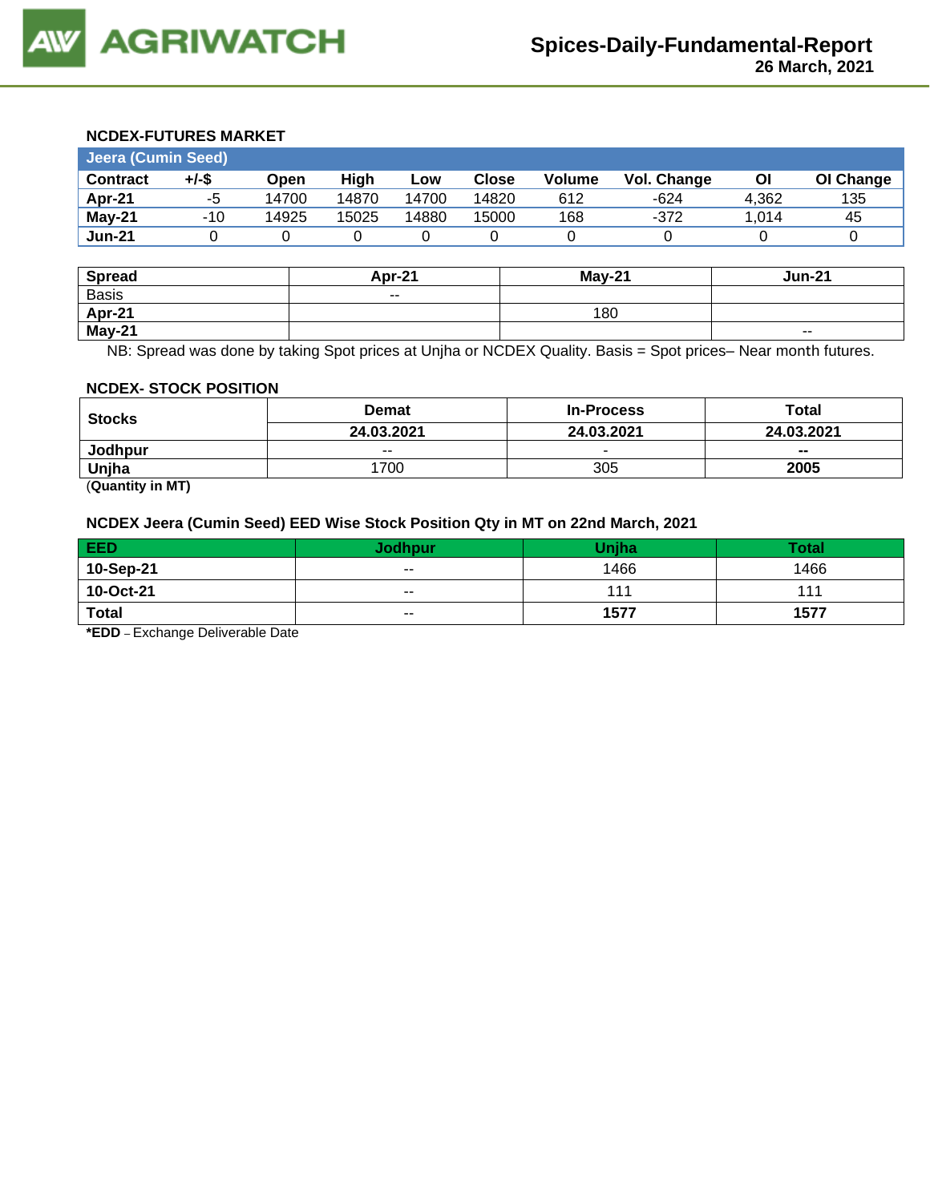### NCDEX-FUTURES MARKET

| Jeera (Cumin Seed) | | | | | | | | | |
|---|---|---|---|---|---|---|---|---|---|
| **Contract** | **+/-$** | **Open** | **High** | **Low** | **Close** | **Volume** | **Vol. Change** | **OI** | **OI Change** |
| **Apr-21** | -5 | 14700 | 14870 | 14700 | 14820 | 612 | -624 | 4,362 | 135 |
| **May-21** | -10 | 14925 | 15025 | 14880 | 15000 | 168 | -372 | 1,014 | 45 |
| **Jun-21** | 0 | 0 | 0 | 0 | 0 | 0 | 0 | 0 | 0 |

| **Spread** | **Apr-21** | **May-21** | **Jun-21** |
|---|---|---|---|
| Basis | -- | | |
| **Apr-21** | | 180 | |
| **May-21** | | | -- |

NB: Spread was done by taking Spot prices at Unjha or NCDEX Quality. Basis = Spot prices– Near month futures.

### NCDEX- STOCK POSITION

| **Stocks** | **Demat** | **In-Process** | **Total** |
|---|---|---|---|
| | **24.03.2021** | **24.03.2021** | **24.03.2021** |
| **Jodhpur** | -- | - | **--** |
| **Unjha** | 1700 | 305 | **2005** |

(**Quantity in MT)**

### NCDEX Jeera (Cumin Seed) EED Wise Stock Position Qty in MT on 22nd March, 2021

| **EED** | **Jodhpur** | **Unjha** | **Total** |
|---|---|---|---|
| **10-Sep-21** | -- | 1466 | 1466 |
| **10-Oct-21** | -- | 111 | 111 |
| **Total** | -- | **1577** | **1577** |

***EDD** – Exchange Deliverable Date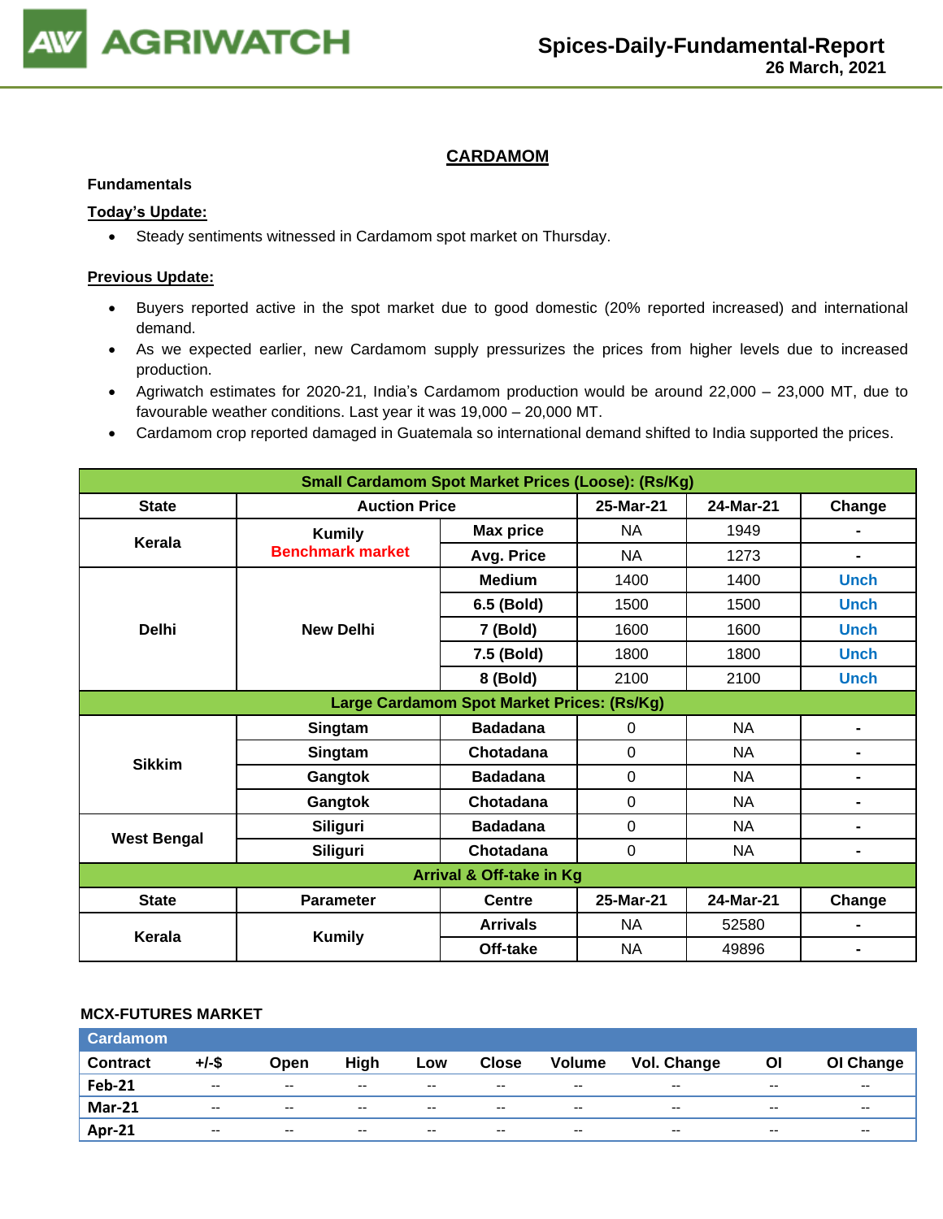# CARDAMOM

**Fundamentals**

**Today's Update:**

- Steady sentiments witnessed in Cardamom spot market on Thursday.

**Previous Update:**

- Buyers reported active in the spot market due to good domestic (20% reported increased) and international demand.
- As we expected earlier, new Cardamom supply pressurizes the prices from higher levels due to increased production.
- Agriwatch estimates for 2020-21, India's Cardamom production would be around 22,000 – 23,000 MT, due to favourable weather conditions. Last year it was 19,000 – 20,000 MT.
- Cardamom crop reported damaged in Guatemala so international demand shifted to India supported the prices.

| Small Cardamom Spot Market Prices (Loose): (Rs/Kg) | | | | | |
|---|---|---|---|---|---|
| State | Auction Price | | 25-Mar-21 | 24-Mar-21 | Change |
| Kerala | Kumily Benchmark market | Max price | NA | 1949 | - |
| | | Avg. Price | NA | 1273 | - |
| Delhi | New Delhi | Medium | 1400 | 1400 | Unch |
| | | 6.5 (Bold) | 1500 | 1500 | Unch |
| | | 7 (Bold) | 1600 | 1600 | Unch |
| | | 7.5 (Bold) | 1800 | 1800 | Unch |
| | | 8 (Bold) | 2100 | 2100 | Unch |
| **Large Cardamom Spot Market Prices: (Rs/Kg)** | | | | | |
| Sikkim | Singtam | Badadana | 0 | NA | - |
| | Singtam | Chotadana | 0 | NA | - |
| | Gangtok | Badadana | 0 | NA | - |
| | Gangtok | Chotadana | 0 | NA | - |
| West Bengal | Siliguri | Badadana | 0 | NA | - |
| | Siliguri | Chotadana | 0 | NA | - |
| **Arrival & Off-take in Kg** | | | | | |
| State | Parameter | Centre | 25-Mar-21 | 24-Mar-21 | Change |
| Kerala | Kumily | Arrivals | NA | 52580 | - |
| | | Off-take | NA | 49896 | - |

**MCX-FUTURES MARKET**

| Cardamom | | | | | | | | | |
|---|---|---|---|---|---|---|---|---|---|
| Contract | +/-$ | Open | High | Low | Close | Volume | Vol. Change | OI | OI Change |
| Feb-21 | -- | -- | -- | -- | -- | -- | -- | -- | -- |
| Mar-21 | -- | -- | -- | -- | -- | -- | -- | -- | -- |
| Apr-21 | -- | -- | -- | -- | -- | -- | -- | -- | -- |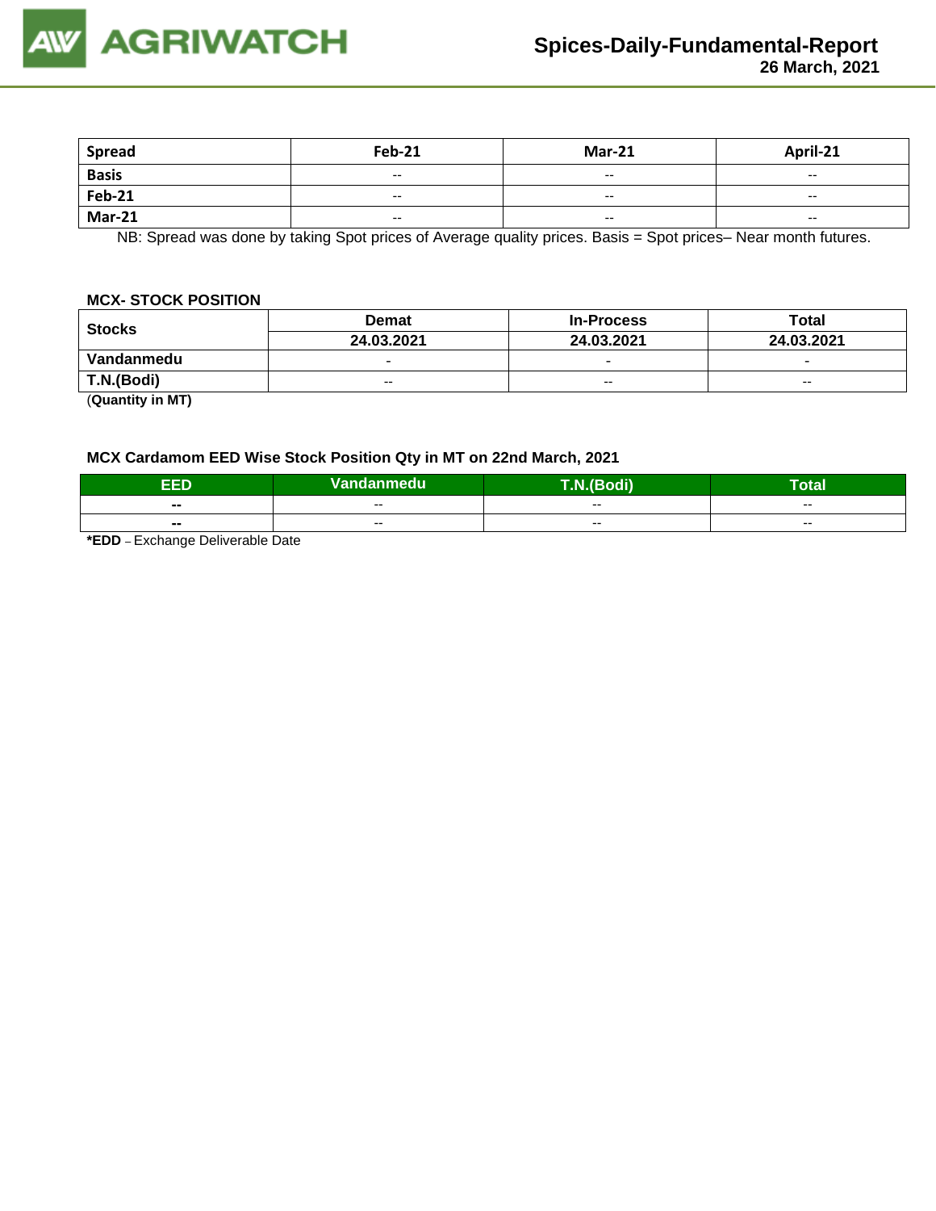| Spread | Feb-21 | Mar-21 | April-21 |
|---|---|---|---|
| Basis | -- | -- | -- |
| Feb-21 | -- | -- | -- |
| Mar-21 | -- | -- | -- |

NB: Spread was done by taking Spot prices of Average quality prices. Basis = Spot prices– Near month futures.

**MCX- STOCK POSITION**

| Stocks | Demat | In-Process | Total |
|---|---|---|---|
| | 24.03.2021 | 24.03.2021 | 24.03.2021 |
| Vandanmedu | - | - | - |
| T.N.(Bodi) | -- | -- | -- |

(**Quantity in MT)**

**MCX Cardamom EED Wise Stock Position Qty in MT on 22nd March, 2021**

| EED | Vandanmedu | T.N.(Bodi) | Total |
|---|---|---|---|
| -- | -- | -- | -- |
| -- | -- | -- | -- |

***EDD** – Exchange Deliverable Date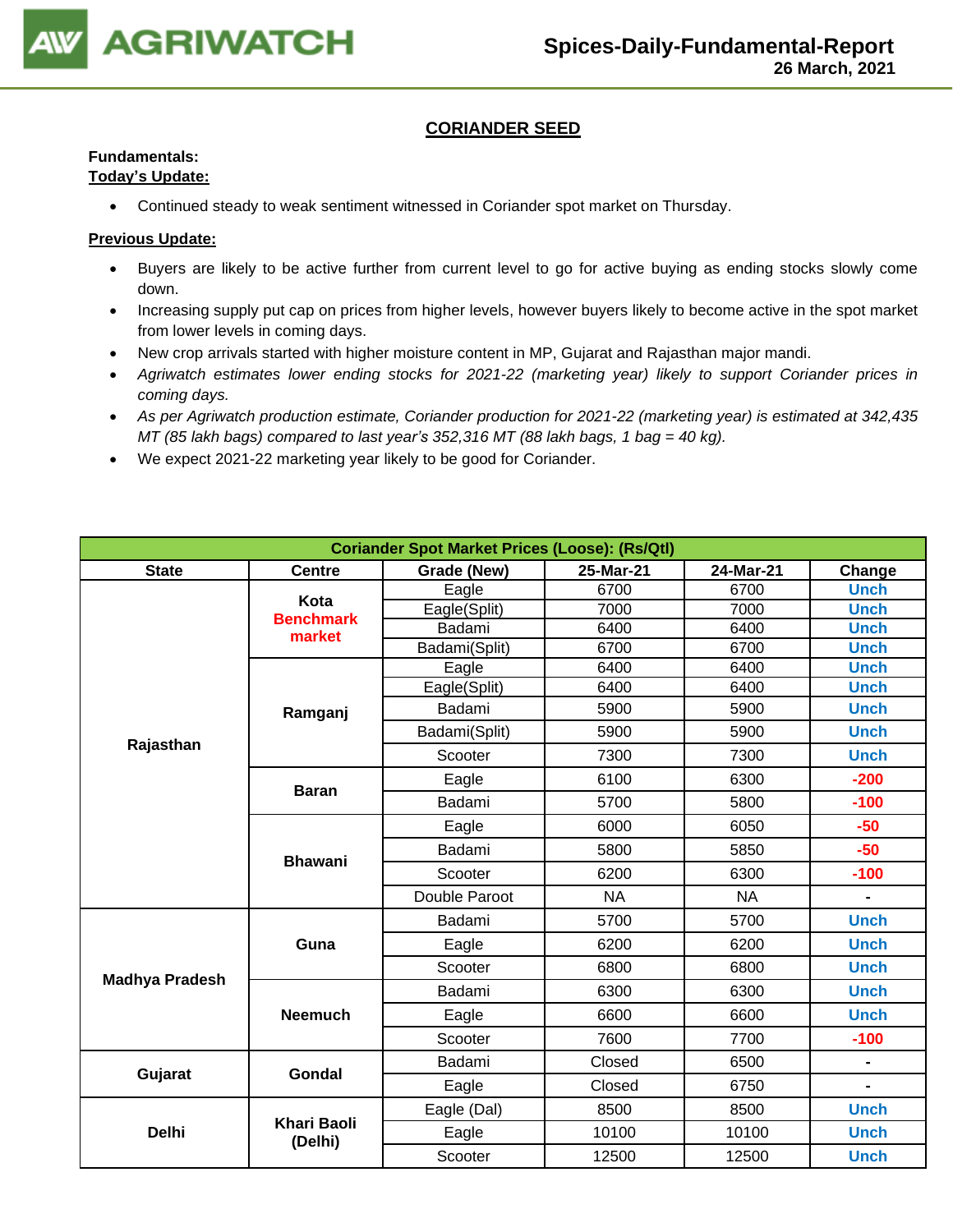# CORIANDER SEED

**Fundamentals:**

**Today's Update:**

- Continued steady to weak sentiment witnessed in Coriander spot market on Thursday.

**Previous Update:**

- Buyers are likely to be active further from current level to go for active buying as ending stocks slowly come down.
- Increasing supply put cap on prices from higher levels, however buyers likely to become active in the spot market from lower levels in coming days.
- New crop arrivals started with higher moisture content in MP, Gujarat and Rajasthan major mandi.
- *Agriwatch estimates lower ending stocks for 2021-22 (marketing year) likely to support Coriander prices in coming days.*
- *As per Agriwatch production estimate, Coriander production for 2021-22 (marketing year) is estimated at 342,435 MT (85 lakh bags) compared to last year's 352,316 MT (88 lakh bags, 1 bag = 40 kg).*
- We expect 2021-22 marketing year likely to be good for Coriander.

| Coriander Spot Market Prices (Loose): (Rs/Qtl) | | | | | |
|---|---|---|---|---|---|
| **State** | **Centre** | **Grade (New)** | **25-Mar-21** | **24-Mar-21** | **Change** |
| Rajasthan | Kota Benchmark market | Eagle | 6700 | 6700 | Unch |
| | | Eagle(Split) | 7000 | 7000 | Unch |
| | | Badami | 6400 | 6400 | Unch |
| | | Badami(Split) | 6700 | 6700 | Unch |
| | Ramganj | Eagle | 6400 | 6400 | Unch |
| | | Eagle(Split) | 6400 | 6400 | Unch |
| | | Badami | 5900 | 5900 | Unch |
| | | Badami(Split) | 5900 | 5900 | Unch |
| | | Scooter | 7300 | 7300 | Unch |
| | Baran | Eagle | 6100 | 6300 | -200 |
| | | Badami | 5700 | 5800 | -100 |
| | Bhawani | Eagle | 6000 | 6050 | -50 |
| | | Badami | 5800 | 5850 | -50 |
| | | Scooter | 6200 | 6300 | -100 |
| | | Double Paroot | NA | NA | - |
| Madhya Pradesh | Guna | Badami | 5700 | 5700 | Unch |
| | | Eagle | 6200 | 6200 | Unch |
| | | Scooter | 6800 | 6800 | Unch |
| | Neemuch | Badami | 6300 | 6300 | Unch |
| | | Eagle | 6600 | 6600 | Unch |
| | | Scooter | 7600 | 7700 | -100 |
| Gujarat | Gondal | Badami | Closed | 6500 | - |
| | | Eagle | Closed | 6750 | - |
| Delhi | Khari Baoli (Delhi) | Eagle (Dal) | 8500 | 8500 | Unch |
| | | Eagle | 10100 | 10100 | Unch |
| | | Scooter | 12500 | 12500 | Unch |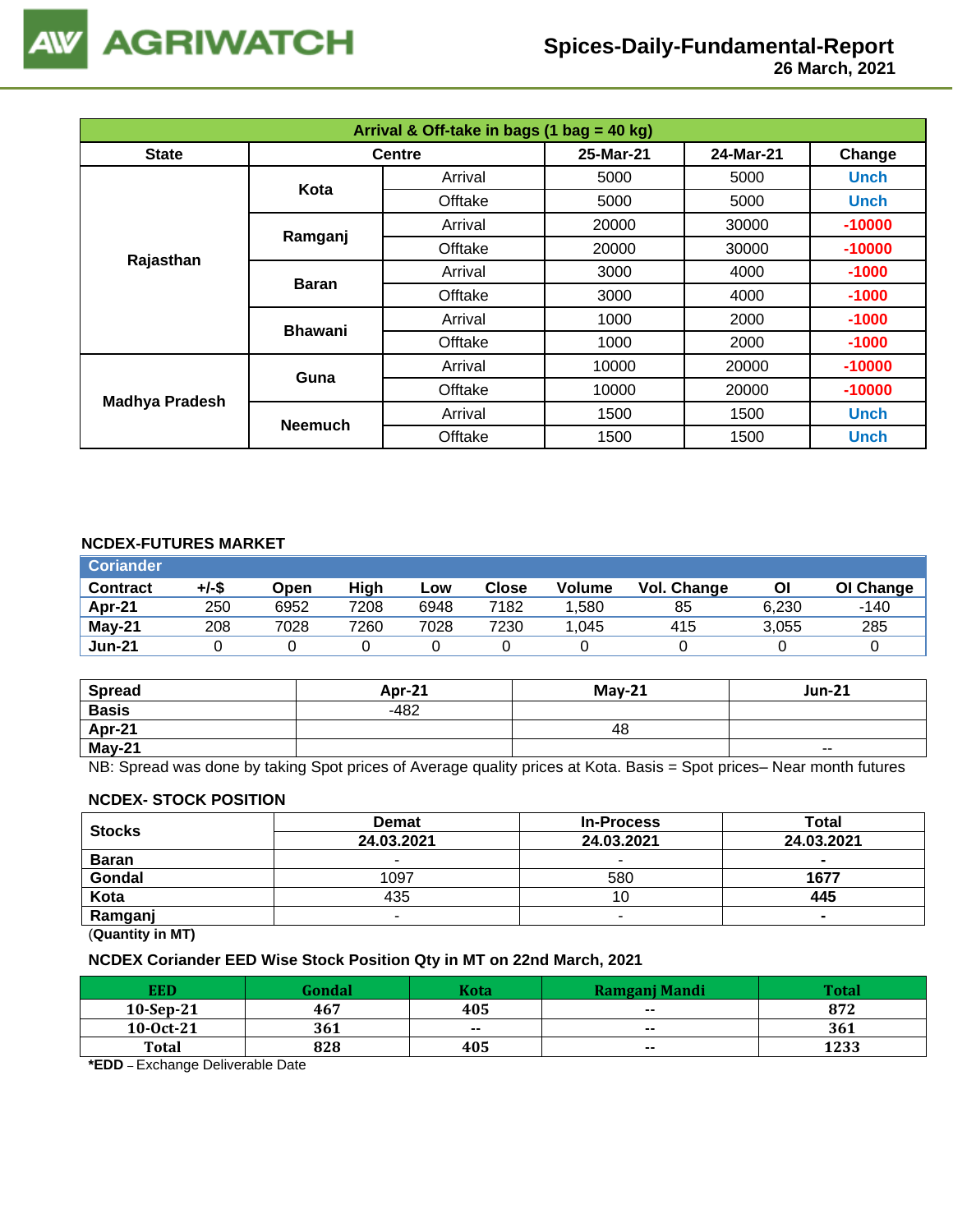## Spices-Daily-Fundamental-Report

**26 March, 2021**

| Arrival & Off-take in bags (1 bag = 40 kg) | | | | | |
|---|---|---|---|---|---|
| **State** | **Centre** | | **25-Mar-21** | **24-Mar-21** | **Change** |
| Rajasthan | Kota | Arrival | 5000 | 5000 | Unch |
| | | Offtake | 5000 | 5000 | Unch |
| | Ramganj | Arrival | 20000 | 30000 | -10000 |
| | | Offtake | 20000 | 30000 | -10000 |
| | Baran | Arrival | 3000 | 4000 | -1000 |
| | | Offtake | 3000 | 4000 | -1000 |
| | Bhawani | Arrival | 1000 | 2000 | -1000 |
| | | Offtake | 1000 | 2000 | -1000 |
| Madhya Pradesh | Guna | Arrival | 10000 | 20000 | -10000 |
| | | Offtake | 10000 | 20000 | -10000 |
| | Neemuch | Arrival | 1500 | 1500 | Unch |
| | | Offtake | 1500 | 1500 | Unch |

### NCDEX-FUTURES MARKET

**Coriander**

| Contract | +/-$ | Open | High | Low | Close | Volume | Vol. Change | OI | OI Change |
|---|---|---|---|---|---|---|---|---|---|
| Apr-21 | 250 | 6952 | 7208 | 6948 | 7182 | 1,580 | 85 | 6,230 | -140 |
| May-21 | 208 | 7028 | 7260 | 7028 | 7230 | 1,045 | 415 | 3,055 | 285 |
| Jun-21 | 0 | 0 | 0 | 0 | 0 | 0 | 0 | 0 | 0 |

| Spread | Apr-21 | May-21 | Jun-21 |
|---|---|---|---|
| Basis | -482 | | |
| Apr-21 | | 48 | |
| May-21 | | | -- |

NB: Spread was done by taking Spot prices of Average quality prices at Kota. Basis = Spot prices– Near month futures

### NCDEX- STOCK POSITION

| Stocks | Demat | In-Process | Total |
|---|---|---|---|
| | 24.03.2021 | 24.03.2021 | 24.03.2021 |
| Baran | - | - | - |
| Gondal | 1097 | 580 | 1677 |
| Kota | 435 | 10 | 445 |
| Ramganj | - | - | - |

(Quantity in MT)

### NCDEX Coriander EED Wise Stock Position Qty in MT on 22nd March, 2021

| EED | Gondal | Kota | Ramganj Mandi | Total |
|---|---|---|---|---|
| 10-Sep-21 | 467 | 405 | -- | 872 |
| 10-Oct-21 | 361 | -- | -- | 361 |
| Total | 828 | 405 | -- | 1233 |

***EDD** – Exchange Deliverable Date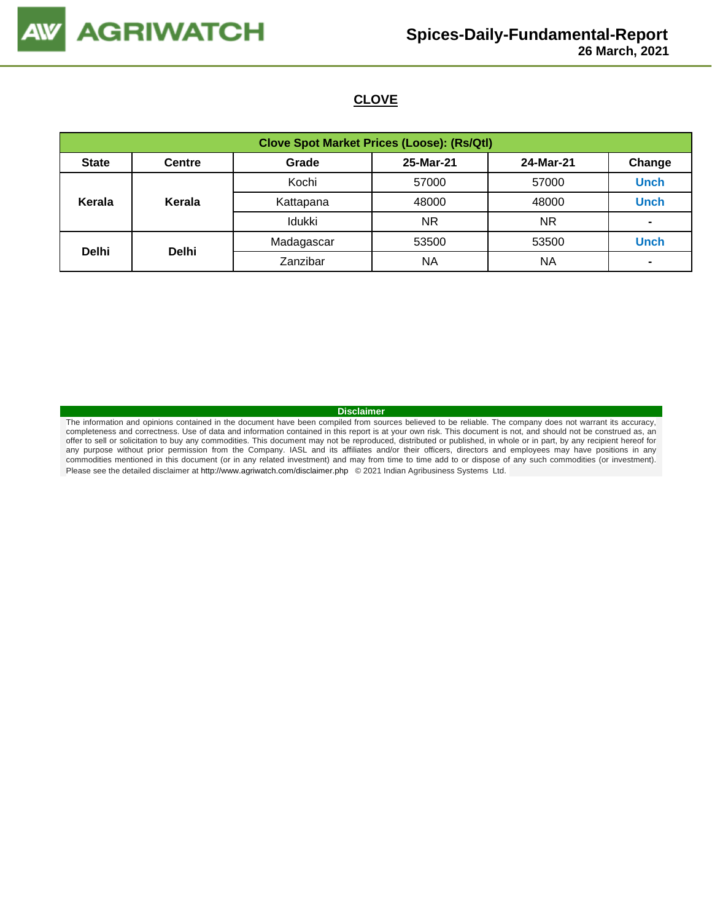## CLOVE

| Clove Spot Market Prices (Loose): (Rs/Qtl) | | | | | |
|---|---|---|---|---|---|
| **State** | **Centre** | **Grade** | **25-Mar-21** | **24-Mar-21** | **Change** |
| **Kerala** | **Kerala** | Kochi | 57000 | 57000 | **Unch** |
| | | Kattapana | 48000 | 48000 | **Unch** |
| | | Idukki | NR | NR | - |
| **Delhi** | **Delhi** | Madagascar | 53500 | 53500 | **Unch** |
| | | Zanzibar | NA | NA | - |

**Disclaimer**

The information and opinions contained in the document have been compiled from sources believed to be reliable. The company does not warrant its accuracy, completeness and correctness. Use of data and information contained in this report is at your own risk. This document is not, and should not be construed as, an offer to sell or solicitation to buy any commodities. This document may not be reproduced, distributed or published, in whole or in part, by any recipient hereof for any purpose without prior permission from the Company. IASL and its affiliates and/or their officers, directors and employees may have positions in any commodities mentioned in this document (or in any related investment) and may from time to time add to or dispose of any such commodities (or investment). Please see the detailed disclaimer at http://www.agriwatch.com/disclaimer.php © 2021 Indian Agribusiness Systems Ltd.